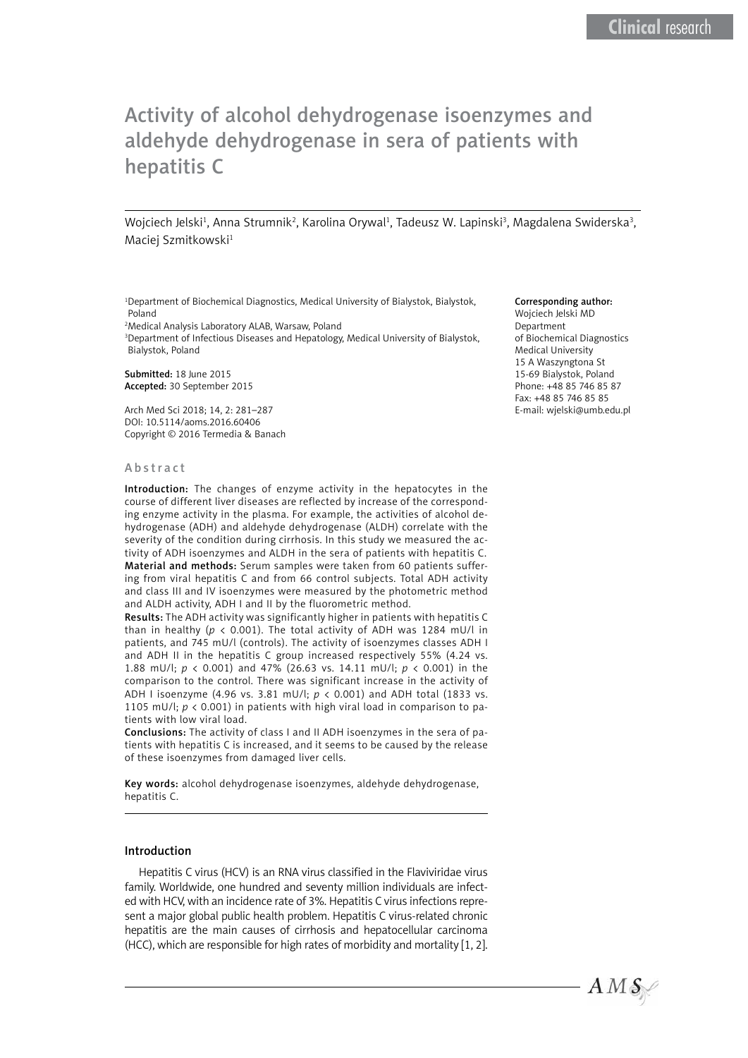# Activity of alcohol dehydrogenase isoenzymes and aldehyde dehydrogenase in sera of patients with hepatitis C

Wojciech Jelski[1], Anna Strumnik[2], Karolina Orywal[1], Tadeusz W. Lapinski[3], Magdalena Swiderska[3], Maciej Szmitkowski[1]

[1]Department of Biochemical Diagnostics, Medical University of Bialystok, Bialystok, Poland
[2]Medical Analysis Laboratory ALAB, Warsaw, Poland
[3]Department of Infectious Diseases and Hepatology, Medical University of Bialystok, Bialystok, Poland

**Submitted:** 18 June 2015
**Accepted:** 30 September 2015

Arch Med Sci 2018; 14, 2: 281–287
DOI: 10.5114/aoms.2016.60406
Copyright © 2016 Termedia & Banach

**Corresponding author:**
Wojciech Jelski MD
Department
of Biochemical Diagnostics
Medical University
15 A Waszyngtona St
15-69 Bialystok, Poland
Phone: +48 85 746 85 87
Fax: +48 85 746 85 85
E-mail: wjelski@umb.edu.pl

## Abstract

**Introduction:** The changes of enzyme activity in the hepatocytes in the course of different liver diseases are reflected by increase of the corresponding enzyme activity in the plasma. For example, the activities of alcohol dehydrogenase (ADH) and aldehyde dehydrogenase (ALDH) correlate with the severity of the condition during cirrhosis. In this study we measured the activity of ADH isoenzymes and ALDH in the sera of patients with hepatitis C.

**Material and methods:** Serum samples were taken from 60 patients suffering from viral hepatitis C and from 66 control subjects. Total ADH activity and class III and IV isoenzymes were measured by the photometric method and ALDH activity, ADH I and II by the fluorometric method.

**Results:** The ADH activity was significantly higher in patients with hepatitis C than in healthy ($p < 0.001$). The total activity of ADH was 1284 mU/l in patients, and 745 mU/l (controls). The activity of isoenzymes classes ADH I and ADH II in the hepatitis C group increased respectively 55% (4.24 vs. 1.88 mU/l; $p < 0.001$) and 47% (26.63 vs. 14.11 mU/l; $p < 0.001$) in the comparison to the control. There was significant increase in the activity of ADH I isoenzyme (4.96 vs. 3.81 mU/l; $p < 0.001$) and ADH total (1833 vs. 1105 mU/l; $p < 0.001$) in patients with high viral load in comparison to patients with low viral load.

**Conclusions:** The activity of class I and II ADH isoenzymes in the sera of patients with hepatitis C is increased, and it seems to be caused by the release of these isoenzymes from damaged liver cells.

**Key words:** alcohol dehydrogenase isoenzymes, aldehyde dehydrogenase, hepatitis C.

## Introduction

Hepatitis C virus (HCV) is an RNA virus classified in the Flaviviridae virus family. Worldwide, one hundred and seventy million individuals are infected with HCV, with an incidence rate of 3%. Hepatitis C virus infections represent a major global public health problem. Hepatitis C virus-related chronic hepatitis are the main causes of cirrhosis and hepatocellular carcinoma (HCC), which are responsible for high rates of morbidity and mortality [1, 2].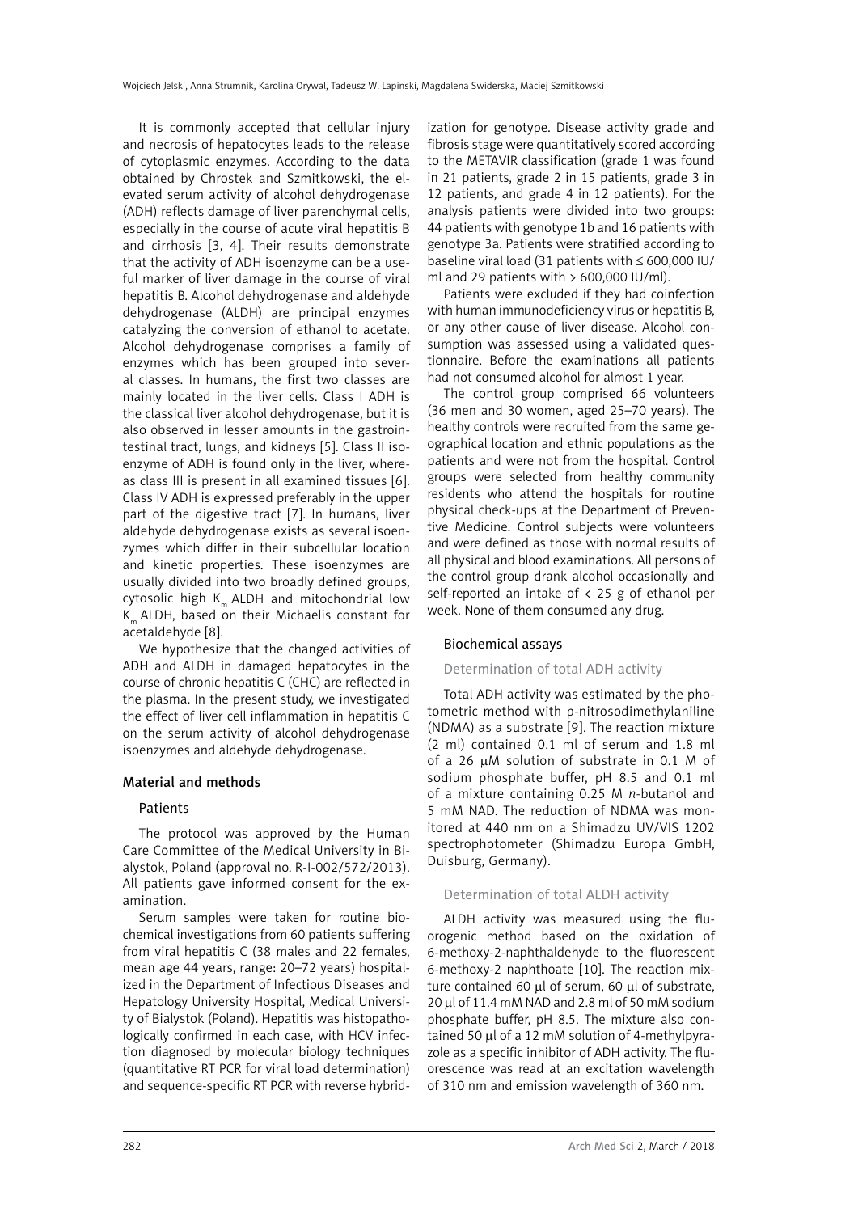It is commonly accepted that cellular injury and necrosis of hepatocytes leads to the release of cytoplasmic enzymes. According to the data obtained by Chrostek and Szmitkowski, the elevated serum activity of alcohol dehydrogenase (ADH) reflects damage of liver parenchymal cells, especially in the course of acute viral hepatitis B and cirrhosis [3, 4]. Their results demonstrate that the activity of ADH isoenzyme can be a useful marker of liver damage in the course of viral hepatitis B. Alcohol dehydrogenase and aldehyde dehydrogenase (ALDH) are principal enzymes catalyzing the conversion of ethanol to acetate. Alcohol dehydrogenase comprises a family of enzymes which has been grouped into several classes. In humans, the first two classes are mainly located in the liver cells. Class I ADH is the classical liver alcohol dehydrogenase, but it is also observed in lesser amounts in the gastrointestinal tract, lungs, and kidneys [5]. Class II isoenzyme of ADH is found only in the liver, whereas class III is present in all examined tissues [6]. Class IV ADH is expressed preferably in the upper part of the digestive tract [7]. In humans, liver aldehyde dehydrogenase exists as several isoenzymes which differ in their subcellular location and kinetic properties. These isoenzymes are usually divided into two broadly defined groups, cytosolic high $K_m$ ALDH and mitochondrial low $K_m$ ALDH, based on their Michaelis constant for acetaldehyde [8].

We hypothesize that the changed activities of ADH and ALDH in damaged hepatocytes in the course of chronic hepatitis C (CHC) are reflected in the plasma. In the present study, we investigated the effect of liver cell inflammation in hepatitis C on the serum activity of alcohol dehydrogenase isoenzymes and aldehyde dehydrogenase.

## Material and methods

### Patients

The protocol was approved by the Human Care Committee of the Medical University in Bialystok, Poland (approval no. R-I-002/572/2013). All patients gave informed consent for the examination.

Serum samples were taken for routine biochemical investigations from 60 patients suffering from viral hepatitis C (38 males and 22 females, mean age 44 years, range: 20–72 years) hospitalized in the Department of Infectious Diseases and Hepatology University Hospital, Medical University of Bialystok (Poland). Hepatitis was histopathologically confirmed in each case, with HCV infection diagnosed by molecular biology techniques (quantitative RT PCR for viral load determination) and sequence-specific RT PCR with reverse hybridization for genotype. Disease activity grade and fibrosis stage were quantitatively scored according to the METAVIR classification (grade 1 was found in 21 patients, grade 2 in 15 patients, grade 3 in 12 patients, and grade 4 in 12 patients). For the analysis patients were divided into two groups: 44 patients with genotype 1b and 16 patients with genotype 3a. Patients were stratified according to baseline viral load (31 patients with ≤ 600,000 IU/ml and 29 patients with > 600,000 IU/ml).

Patients were excluded if they had coinfection with human immunodeficiency virus or hepatitis B, or any other cause of liver disease. Alcohol consumption was assessed using a validated questionnaire. Before the examinations all patients had not consumed alcohol for almost 1 year.

The control group comprised 66 volunteers (36 men and 30 women, aged 25–70 years). The healthy controls were recruited from the same geographical location and ethnic populations as the patients and were not from the hospital. Control groups were selected from healthy community residents who attend the hospitals for routine physical check-ups at the Department of Preventive Medicine. Control subjects were volunteers and were defined as those with normal results of all physical and blood examinations. All persons of the control group drank alcohol occasionally and self-reported an intake of < 25 g of ethanol per week. None of them consumed any drug.

### Biochemical assays

#### Determination of total ADH activity

Total ADH activity was estimated by the photometric method with p-nitrosodimethylaniline (NDMA) as a substrate [9]. The reaction mixture (2 ml) contained 0.1 ml of serum and 1.8 ml of a 26 µM solution of substrate in 0.1 M of sodium phosphate buffer, pH 8.5 and 0.1 ml of a mixture containing 0.25 M *n*-butanol and 5 mM NAD. The reduction of NDMA was monitored at 440 nm on a Shimadzu UV/VIS 1202 spectrophotometer (Shimadzu Europa GmbH, Duisburg, Germany).

#### Determination of total ALDH activity

ALDH activity was measured using the fluorogenic method based on the oxidation of 6-methoxy-2-naphthaldehyde to the fluorescent 6-methoxy-2 naphthoate [10]. The reaction mixture contained 60 µl of serum, 60 µl of substrate, 20 µl of 11.4 mM NAD and 2.8 ml of 50 mM sodium phosphate buffer, pH 8.5. The mixture also contained 50 µl of a 12 mM solution of 4-methylpyrazole as a specific inhibitor of ADH activity. The fluorescence was read at an excitation wavelength of 310 nm and emission wavelength of 360 nm.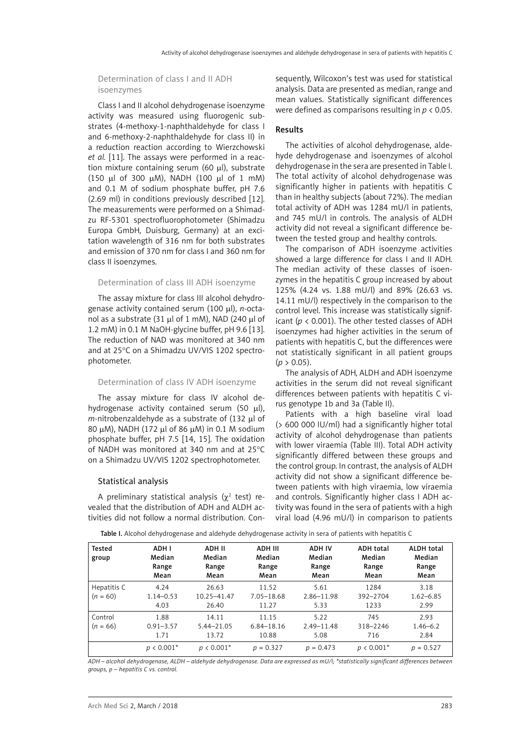### Determination of class I and II ADH isoenzymes

Class I and II alcohol dehydrogenase isoenzyme activity was measured using fluorogenic substrates (4-methoxy-1-naphthaldehyde for class I and 6-methoxy-2-naphthaldehyde for class II) in a reduction reaction according to Wierzchowski *et al.* [11]. The assays were performed in a reaction mixture containing serum (60 μl), substrate (150 μl of 300 μM), NADH (100 μl of 1 mM) and 0.1 M of sodium phosphate buffer, pH 7.6 (2.69 ml) in conditions previously described [12]. The measurements were performed on a Shimadzu RF-5301 spectrofluorophotometer (Shimadzu Europa GmbH, Duisburg, Germany) at an excitation wavelength of 316 nm for both substrates and emission of 370 nm for class I and 360 nm for class II isoenzymes.

### Determination of class III ADH isoenzyme

The assay mixture for class III alcohol dehydrogenase activity contained serum (100 μl), *n*-octanol as a substrate (31 μl of 1 mM), NAD (240 μl of 1.2 mM) in 0.1 M NaOH-glycine buffer, pH 9.6 [13]. The reduction of NAD was monitored at 340 nm and at 25°C on a Shimadzu UV/VIS 1202 spectrophotometer.

### Determination of class IV ADH isoenzyme

The assay mixture for class IV alcohol dehydrogenase activity contained serum (50 μl), *m*-nitrobenzaldehyde as a substrate of (132 μl of 80 μM), NADH (172 μl of 86 μM) in 0.1 M sodium phosphate buffer, pH 7.5 [14, 15]. The oxidation of NADH was monitored at 340 nm and at 25°C on a Shimadzu UV/VIS 1202 spectrophotometer.

### Statistical analysis

A preliminary statistical analysis ($\chi^2$ test) revealed that the distribution of ADH and ALDH activities did not follow a normal distribution. Consequently, Wilcoxon's test was used for statistical analysis. Data are presented as median, range and mean values. Statistically significant differences were defined as comparisons resulting in $p < 0.05$.

## Results

The activities of alcohol dehydrogenase, aldehyde dehydrogenase and isoenzymes of alcohol dehydrogenase in the sera are presented in Table I. The total activity of alcohol dehydrogenase was significantly higher in patients with hepatitis C than in healthy subjects (about 72%). The median total activity of ADH was 1284 mU/l in patients, and 745 mU/l in controls. The analysis of ALDH activity did not reveal a significant difference between the tested group and healthy controls.

The comparison of ADH isoenzyme activities showed a large difference for class I and II ADH. The median activity of these classes of isoenzymes in the hepatitis C group increased by about 125% (4.24 vs. 1.88 mU/l) and 89% (26.63 vs. 14.11 mU/l) respectively in the comparison to the control level. This increase was statistically significant ($p < 0.001$). The other tested classes of ADH isoenzymes had higher activities in the serum of patients with hepatitis C, but the differences were not statistically significant in all patient groups ($p > 0.05$).

The analysis of ADH, ALDH and ADH isoenzyme activities in the serum did not reveal significant differences between patients with hepatitis C virus genotype 1b and 3a (Table II).

Patients with a high baseline viral load (> 600 000 IU/ml) had a significantly higher total activity of alcohol dehydrogenase than patients with lower viraemia (Table III). Total ADH activity significantly differed between these groups and the control group. In contrast, the analysis of ALDH activity did not show a significant difference between patients with high viraemia, low viraemia and controls. Significantly higher class I ADH activity was found in the sera of patients with a high viral load (4.96 mU/l) in comparison to patients

**Table I.** Alcohol dehydrogenase and aldehyde dehydrogenase activity in sera of patients with hepatitis C

| Tested group | ADH I Median Range Mean | ADH II Median Range Mean | ADH III Median Range Mean | ADH IV Median Range Mean | ADH total Median Range Mean | ALDH total Median Range Mean |
|---|---|---|---|---|---|---|
| Hepatitis C ($n$ = 60) | 4.24<br>1.14–0.53<br>4.03 | 26.63<br>10.25–41.47<br>26.40 | 11.52<br>7.05–18.68<br>11.27 | 5.61<br>2.86–11.98<br>5.33 | 1284<br>392–2704<br>1233 | 3.18<br>1.62–6.85<br>2.99 |
| Control ($n$ = 66) | 1.88<br>0.91–3.57<br>1.71 | 14.11<br>5.44–21.05<br>13.72 | 11.15<br>6.84–18.16<br>10.88 | 5.22<br>2.49–11.48<br>5.08 | 745<br>318–2246<br>716 | 2.93<br>1.46–6.2<br>2.84 |
| | $p < 0.001$* | $p < 0.001$* | $p = 0.327$ | $p = 0.473$ | $p < 0.001$* | $p = 0.527$ |

*ADH – alcohol dehydrogenase, ALDH – aldehyde dehydrogenase. Data are expressed as mU/l; \*statistically significant differences between groups, p – hepatitis C vs. control.*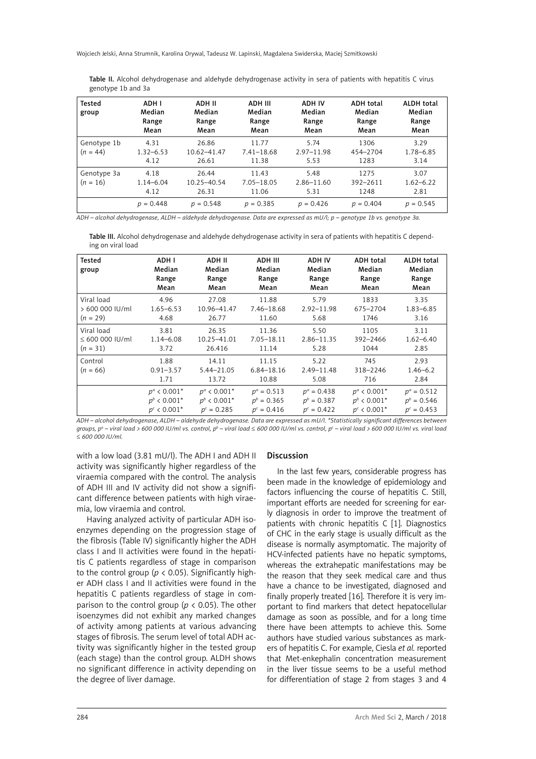Table II. Alcohol dehydrogenase and aldehyde dehydrogenase activity in sera of patients with hepatitis C virus genotype 1b and 3a

| Tested group | ADH I Median Range Mean | ADH II Median Range Mean | ADH III Median Range Mean | ADH IV Median Range Mean | ADH total Median Range Mean | ALDH total Median Range Mean |
|---|---|---|---|---|---|---|
| Genotype 1b ($n$ = 44) | 4.31 1.32–6.53 4.12 | 26.86 10.62–41.47 26.61 | 11.77 7.41–18.68 11.38 | 5.74 2.97–11.98 5.53 | 1306 454–2704 1283 | 3.29 1.78–6.85 3.14 |
| Genotype 3a ($n$ = 16) | 4.18 1.14–6.04 4.12 | 26.44 10.25–40.54 26.31 | 11.43 7.05–18.05 11.06 | 5.48 2.86–11.60 5.31 | 1275 392–2611 1248 | 3.07 1.62–6.22 2.81 |
| | $p$ = 0.448 | $p$ = 0.548 | $p$ = 0.385 | $p$ = 0.426 | $p$ = 0.404 | $p$ = 0.545 |

*ADH – alcohol dehydrogenase, ALDH – aldehyde dehydrogenase. Data are expressed as mU/l; p – genotype 1b vs. genotype 3a.*

Table III. Alcohol dehydrogenase and aldehyde dehydrogenase activity in sera of patients with hepatitis C depending on viral load

| Tested group | ADH I Median Range Mean | ADH II Median Range Mean | ADH III Median Range Mean | ADH IV Median Range Mean | ADH total Median Range Mean | ALDH total Median Range Mean |
|---|---|---|---|---|---|---|
| Viral load > 600 000 IU/ml ($n$ = 29) | 4.96 1.65–6.53 4.68 | 27.08 10.96–41.47 26.77 | 11.88 7.46–18.68 11.60 | 5.79 2.92–11.98 5.68 | 1833 675–2704 1746 | 3.35 1.83–6.85 3.16 |
| Viral load ≤ 600 000 IU/ml ($n$ = 31) | 3.81 1.14–6.08 3.72 | 26.35 10.25–41.01 26.416 | 11.36 7.05–18.11 11.14 | 5.50 2.86–11.35 5.28 | 1105 392–2466 1044 | 3.11 1.62–6.40 2.85 |
| Control ($n$ = 66) | 1.88 0.91–3.57 1.71 | 14.11 5.44–21.05 13.72 | 11.15 6.84–18.16 10.88 | 5.22 2.49–11.48 5.08 | 745 318–2246 716 | 2.93 1.46–6.2 2.84 |
| | $p^a < 0.001$* $p^b < 0.001$* $p^c < 0.001$* | $p^a < 0.001$* $p^b < 0.001$* $p^c = 0.285$ | $p^a = 0.513$ $p^b = 0.365$ $p^c = 0.416$ | $p^a = 0.438$ $p^b = 0.387$ $p^c = 0.422$ | $p^a < 0.001$* $p^b < 0.001$* $p^c < 0.001$* | $p^a = 0.512$ $p^b = 0.546$ $p^c = 0.453$ |

*ADH – alcohol dehydrogenase, ALDH – aldehyde dehydrogenase. Data are expressed as mU/l. *Statistically significant differences between groups, $p^a$ – viral load > 600 000 IU/ml vs. control, $p^b$ – viral load ≤ 600 000 IU/ml vs. control, $p^c$ – viral load > 600 000 IU/ml vs. viral load ≤ 600 000 IU/ml.*

with a low load (3.81 mU/l). The ADH I and ADH II activity was significantly higher regardless of the viraemia compared with the control. The analysis of ADH III and IV activity did not show a significant difference between patients with high viraemia, low viraemia and control.

Having analyzed activity of particular ADH isoenzymes depending on the progression stage of the fibrosis (Table IV) significantly higher the ADH class I and II activities were found in the hepatitis C patients regardless of stage in comparison to the control group ($p < 0.05$). Significantly higher ADH class I and II activities were found in the hepatitis C patients regardless of stage in comparison to the control group ($p < 0.05$). The other isoenzymes did not exhibit any marked changes of activity among patients at various advancing stages of fibrosis. The serum level of total ADH activity was significantly higher in the tested group (each stage) than the control group. ALDH shows no significant difference in activity depending on the degree of liver damage.

## Discussion

In the last few years, considerable progress has been made in the knowledge of epidemiology and factors influencing the course of hepatitis C. Still, important efforts are needed for screening for early diagnosis in order to improve the treatment of patients with chronic hepatitis C [1]. Diagnostics of CHC in the early stage is usually difficult as the disease is normally asymptomatic. The majority of HCV-infected patients have no hepatic symptoms, whereas the extrahepatic manifestations may be the reason that they seek medical care and thus have a chance to be investigated, diagnosed and finally properly treated [16]. Therefore it is very important to find markers that detect hepatocellular damage as soon as possible, and for a long time there have been attempts to achieve this. Some authors have studied various substances as markers of hepatitis C. For example, Ciesla *et al.* reported that Met-enkephalin concentration measurement in the liver tissue seems to be a useful method for differentiation of stage 2 from stages 3 and 4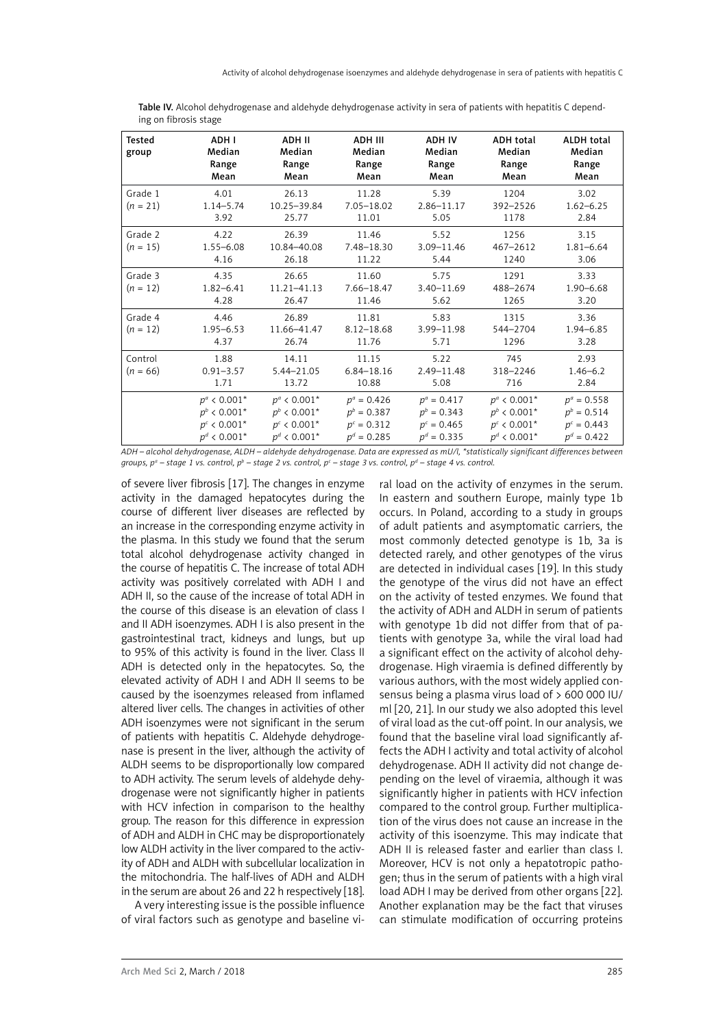**Table IV.** Alcohol dehydrogenase and aldehyde dehydrogenase activity in sera of patients with hepatitis C depending on fibrosis stage

| Tested group | ADH I Median Range Mean | ADH II Median Range Mean | ADH III Median Range Mean | ADH IV Median Range Mean | ADH total Median Range Mean | ALDH total Median Range Mean |
|---|---|---|---|---|---|---|
| Grade 1 ($n$ = 21) | 4.01 1.14–5.74 3.92 | 26.13 10.25–39.84 25.77 | 11.28 7.05–18.02 11.01 | 5.39 2.86–11.17 5.05 | 1204 392–2526 1178 | 3.02 1.62–6.25 2.84 |
| Grade 2 ($n$ = 15) | 4.22 1.55–6.08 4.16 | 26.39 10.84–40.08 26.18 | 11.46 7.48–18.30 11.22 | 5.52 3.09–11.46 5.44 | 1256 467–2612 1240 | 3.15 1.81–6.64 3.06 |
| Grade 3 ($n$ = 12) | 4.35 1.82–6.41 4.28 | 26.65 11.21–41.13 26.47 | 11.60 7.66–18.47 11.46 | 5.75 3.40–11.69 5.62 | 1291 488–2674 1265 | 3.33 1.90–6.68 3.20 |
| Grade 4 ($n$ = 12) | 4.46 1.95–6.53 4.37 | 26.89 11.66–41.47 26.74 | 11.81 8.12–18.68 11.76 | 5.83 3.99–11.98 5.71 | 1315 544–2704 1296 | 3.36 1.94–6.85 3.28 |
| Control ($n$ = 66) | 1.88 0.91–3.57 1.71 | 14.11 5.44–21.05 13.72 | 11.15 6.84–18.16 10.88 | 5.22 2.49–11.48 5.08 | 745 318–2246 716 | 2.93 1.46–6.2 2.84 |
| | $p^a$ < 0.001* $p^b$ < 0.001* $p^c$ < 0.001* $p^d$ < 0.001* | $p^a$ < 0.001* $p^b$ < 0.001* $p^c$ < 0.001* $p^d$ < 0.001* | $p^a$ = 0.426 $p^b$ = 0.387 $p^c$ = 0.312 $p^d$ = 0.285 | $p^a$ = 0.417 $p^b$ = 0.343 $p^c$ = 0.465 $p^d$ = 0.335 | $p^a$ < 0.001* $p^b$ < 0.001* $p^c$ < 0.001* $p^d$ < 0.001* | $p^a$ = 0.558 $p^b$ = 0.514 $p^c$ = 0.443 $p^d$ = 0.422 |

*ADH – alcohol dehydrogenase, ALDH – aldehyde dehydrogenase. Data are expressed as mU/l, \*statistically significant differences between groups, $p^a$ – stage 1 vs. control, $p^b$ – stage 2 vs. control, $p^c$ – stage 3 vs. control, $p^d$ – stage 4 vs. control.*

of severe liver fibrosis [17]. The changes in enzyme activity in the damaged hepatocytes during the course of different liver diseases are reflected by an increase in the corresponding enzyme activity in the plasma. In this study we found that the serum total alcohol dehydrogenase activity changed in the course of hepatitis C. The increase of total ADH activity was positively correlated with ADH I and ADH II, so the cause of the increase of total ADH in the course of this disease is an elevation of class I and II ADH isoenzymes. ADH I is also present in the gastrointestinal tract, kidneys and lungs, but up to 95% of this activity is found in the liver. Class II ADH is detected only in the hepatocytes. So, the elevated activity of ADH I and ADH II seems to be caused by the isoenzymes released from inflamed altered liver cells. The changes in activities of other ADH isoenzymes were not significant in the serum of patients with hepatitis C. Aldehyde dehydrogenase is present in the liver, although the activity of ALDH seems to be disproportionally low compared to ADH activity. The serum levels of aldehyde dehydrogenase were not significantly higher in patients with HCV infection in comparison to the healthy group. The reason for this difference in expression of ADH and ALDH in CHC may be disproportionately low ALDH activity in the liver compared to the activity of ADH and ALDH with subcellular localization in the mitochondria. The half-lives of ADH and ALDH in the serum are about 26 and 22 h respectively [18].

A very interesting issue is the possible influence of viral factors such as genotype and baseline viral load on the activity of enzymes in the serum. In eastern and southern Europe, mainly type 1b occurs. In Poland, according to a study in groups of adult patients and asymptomatic carriers, the most commonly detected genotype is 1b, 3a is detected rarely, and other genotypes of the virus are detected in individual cases [19]. In this study the genotype of the virus did not have an effect on the activity of tested enzymes. We found that the activity of ADH and ALDH in serum of patients with genotype 1b did not differ from that of patients with genotype 3a, while the viral load had a significant effect on the activity of alcohol dehydrogenase. High viraemia is defined differently by various authors, with the most widely applied consensus being a plasma virus load of > 600 000 IU/ml [20, 21]. In our study we also adopted this level of viral load as the cut-off point. In our analysis, we found that the baseline viral load significantly affects the ADH I activity and total activity of alcohol dehydrogenase. ADH II activity did not change depending on the level of viraemia, although it was significantly higher in patients with HCV infection compared to the control group. Further multiplication of the virus does not cause an increase in the activity of this isoenzyme. This may indicate that ADH II is released faster and earlier than class I. Moreover, HCV is not only a hepatotropic pathogen; thus in the serum of patients with a high viral load ADH I may be derived from other organs [22]. Another explanation may be the fact that viruses can stimulate modification of occurring proteins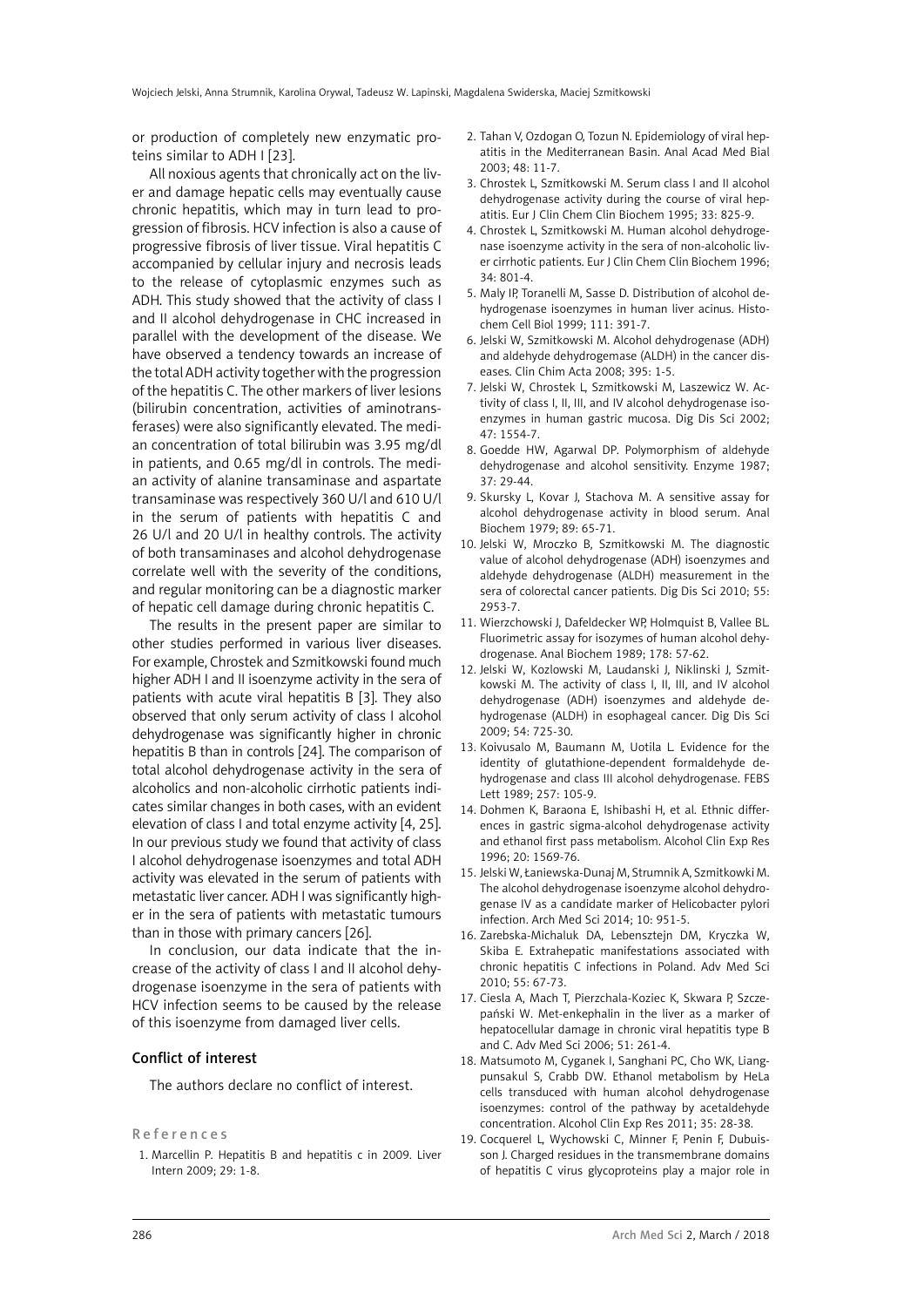or production of completely new enzymatic proteins similar to ADH I [23].

All noxious agents that chronically act on the liver and damage hepatic cells may eventually cause chronic hepatitis, which may in turn lead to progression of fibrosis. HCV infection is also a cause of progressive fibrosis of liver tissue. Viral hepatitis C accompanied by cellular injury and necrosis leads to the release of cytoplasmic enzymes such as ADH. This study showed that the activity of class I and II alcohol dehydrogenase in CHC increased in parallel with the development of the disease. We have observed a tendency towards an increase of the total ADH activity together with the progression of the hepatitis C. The other markers of liver lesions (bilirubin concentration, activities of aminotransferases) were also significantly elevated. The median concentration of total bilirubin was 3.95 mg/dl in patients, and 0.65 mg/dl in controls. The median activity of alanine transaminase and aspartate transaminase was respectively 360 U/l and 610 U/l in the serum of patients with hepatitis C and 26 U/l and 20 U/l in healthy controls. The activity of both transaminases and alcohol dehydrogenase correlate well with the severity of the conditions, and regular monitoring can be a diagnostic marker of hepatic cell damage during chronic hepatitis C.

The results in the present paper are similar to other studies performed in various liver diseases. For example, Chrostek and Szmitkowski found much higher ADH I and II isoenzyme activity in the sera of patients with acute viral hepatitis B [3]. They also observed that only serum activity of class I alcohol dehydrogenase was significantly higher in chronic hepatitis B than in controls [24]. The comparison of total alcohol dehydrogenase activity in the sera of alcoholics and non-alcoholic cirrhotic patients indicates similar changes in both cases, with an evident elevation of class I and total enzyme activity [4, 25]. In our previous study we found that activity of class I alcohol dehydrogenase isoenzymes and total ADH activity was elevated in the serum of patients with metastatic liver cancer. ADH I was significantly higher in the sera of patients with metastatic tumours than in those with primary cancers [26].

In conclusion, our data indicate that the increase of the activity of class I and II alcohol dehydrogenase isoenzyme in the sera of patients with HCV infection seems to be caused by the release of this isoenzyme from damaged liver cells.

## Conflict of interest

The authors declare no conflict of interest.

## References

1. Marcellin P. Hepatitis B and hepatitis c in 2009. Liver Intern 2009; 29: 1-8.
2. Tahan V, Ozdogan O, Tozun N. Epidemiology of viral hepatitis in the Mediterranean Basin. Anal Acad Med Bial 2003; 48: 11-7.
3. Chrostek L, Szmitkowski M. Serum class I and II alcohol dehydrogenase activity during the course of viral hepatitis. Eur J Clin Chem Clin Biochem 1995; 33: 825-9.
4. Chrostek L, Szmitkowski M. Human alcohol dehydrogenase isoenzyme activity in the sera of non-alcoholic liver cirrhotic patients. Eur J Clin Chem Clin Biochem 1996; 34: 801-4.
5. Maly IP, Toranelli M, Sasse D. Distribution of alcohol dehydrogenase isoenzymes in human liver acinus. Histochem Cell Biol 1999; 111: 391-7.
6. Jelski W, Szmitkowski M. Alcohol dehydrogenase (ADH) and aldehyde dehydrogemase (ALDH) in the cancer diseases. Clin Chim Acta 2008; 395: 1-5.
7. Jelski W, Chrostek L, Szmitkowski M, Laszewicz W. Activity of class I, II, III, and IV alcohol dehydrogenase isoenzymes in human gastric mucosa. Dig Dis Sci 2002; 47: 1554-7.
8. Goedde HW, Agarwal DP. Polymorphism of aldehyde dehydrogenase and alcohol sensitivity. Enzyme 1987; 37: 29-44.
9. Skursky L, Kovar J, Stachova M. A sensitive assay for alcohol dehydrogenase activity in blood serum. Anal Biochem 1979; 89: 65-71.
10. Jelski W, Mroczko B, Szmitkowski M. The diagnostic value of alcohol dehydrogenase (ADH) isoenzymes and aldehyde dehydrogenase (ALDH) measurement in the sera of colorectal cancer patients. Dig Dis Sci 2010; 55: 2953-7.
11. Wierzchowski J, Dafeldecker WP, Holmquist B, Vallee BL. Fluorimetric assay for isozymes of human alcohol dehydrogenase. Anal Biochem 1989; 178: 57-62.
12. Jelski W, Kozlowski M, Laudanski J, Niklinski J, Szmitkowski M. The activity of class I, II, III, and IV alcohol dehydrogenase (ADH) isoenzymes and aldehyde dehydrogenase (ALDH) in esophageal cancer. Dig Dis Sci 2009; 54: 725-30.
13. Koivusalo M, Baumann M, Uotila L. Evidence for the identity of glutathione-dependent formaldehyde dehydrogenase and class III alcohol dehydrogenase. FEBS Lett 1989; 257: 105-9.
14. Dohmen K, Baraona E, Ishibashi H, et al. Ethnic differences in gastric sigma-alcohol dehydrogenase activity and ethanol first pass metabolism. Alcohol Clin Exp Res 1996; 20: 1569-76.
15. Jelski W, Łaniewska-Dunaj M, Strumnik A, Szmitkowki M. The alcohol dehydrogenase isoenzyme alcohol dehydrogenase IV as a candidate marker of Helicobacter pylori infection. Arch Med Sci 2014; 10: 951-5.
16. Zarebska-Michaluk DA, Lebensztejn DM, Kryczka W, Skiba E. Extrahepatic manifestations associated with chronic hepatitis C infections in Poland. Adv Med Sci 2010; 55: 67-73.
17. Ciesla A, Mach T, Pierzchala-Koziec K, Skwara P, Szczepański W. Met-enkephalin in the liver as a marker of hepatocellular damage in chronic viral hepatitis type B and C. Adv Med Sci 2006; 51: 261-4.
18. Matsumoto M, Cyganek I, Sanghani PC, Cho WK, Liangpunsakul S, Crabb DW. Ethanol metabolism by HeLa cells transduced with human alcohol dehydrogenase isoenzymes: control of the pathway by acetaldehyde concentration. Alcohol Clin Exp Res 2011; 35: 28-38.
19. Cocquerel L, Wychowski C, Minner F, Penin F, Dubuisson J. Charged residues in the transmembrane domains of hepatitis C virus glycoproteins play a major role in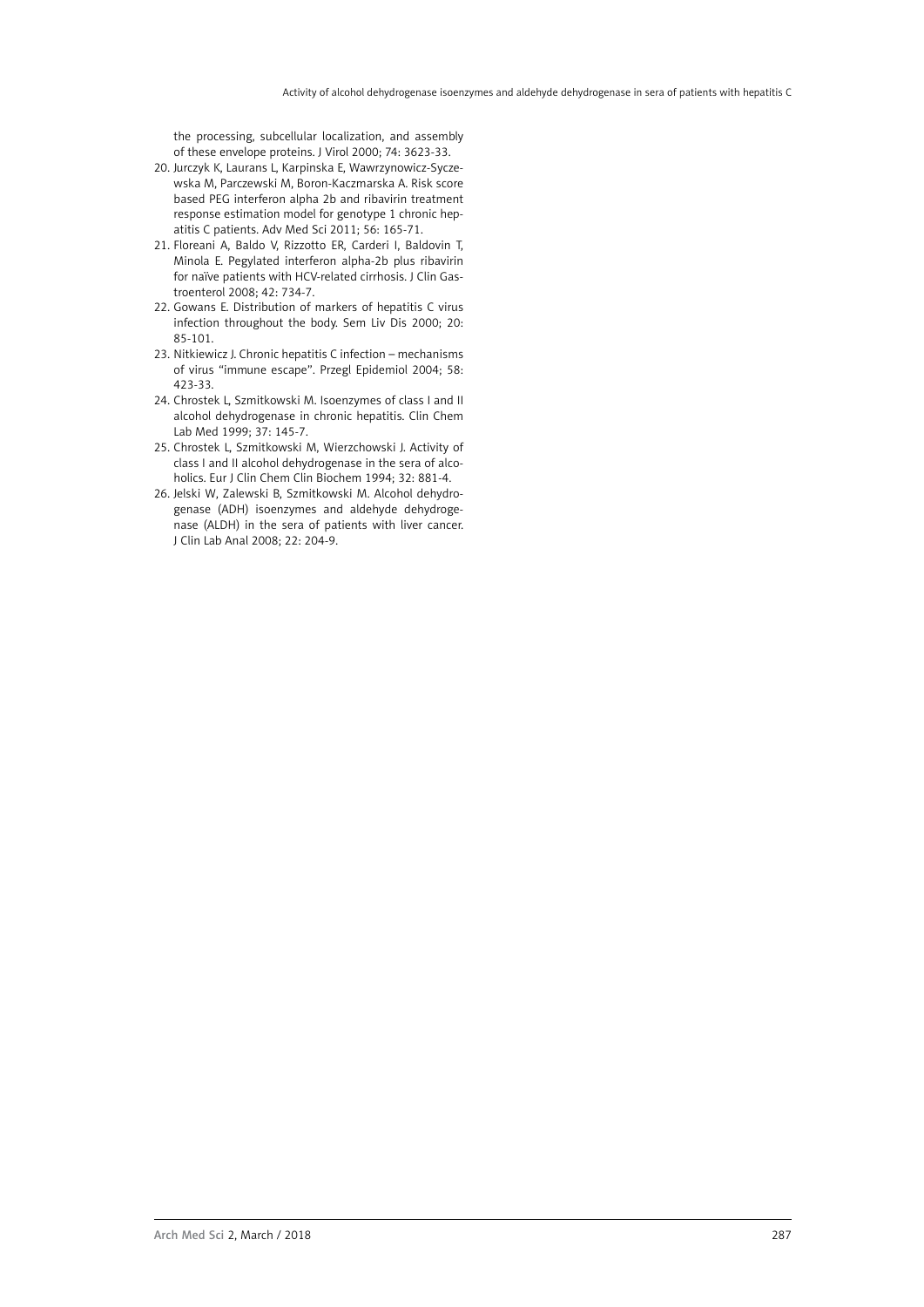the processing, subcellular localization, and assembly of these envelope proteins. J Virol 2000; 74: 3623-33.

20. Jurczyk K, Laurans L, Karpinska E, Wawrzynowicz-Syczewska M, Parczewski M, Boron-Kaczmarska A. Risk score based PEG interferon alpha 2b and ribavirin treatment response estimation model for genotype 1 chronic hepatitis C patients. Adv Med Sci 2011; 56: 165-71.
21. Floreani A, Baldo V, Rizzotto ER, Carderi I, Baldovin T, Minola E. Pegylated interferon alpha-2b plus ribavirin for naïve patients with HCV-related cirrhosis. J Clin Gastroenterol 2008; 42: 734-7.
22. Gowans E. Distribution of markers of hepatitis C virus infection throughout the body. Sem Liv Dis 2000; 20: 85-101.
23. Nitkiewicz J. Chronic hepatitis C infection – mechanisms of virus "immune escape". Przegl Epidemiol 2004; 58: 423-33.
24. Chrostek L, Szmitkowski M. Isoenzymes of class I and II alcohol dehydrogenase in chronic hepatitis. Clin Chem Lab Med 1999; 37: 145-7.
25. Chrostek L, Szmitkowski M, Wierzchowski J. Activity of class I and II alcohol dehydrogenase in the sera of alcoholics. Eur J Clin Chem Clin Biochem 1994; 32: 881-4.
26. Jelski W, Zalewski B, Szmitkowski M. Alcohol dehydrogenase (ADH) isoenzymes and aldehyde dehydrogenase (ALDH) in the sera of patients with liver cancer. J Clin Lab Anal 2008; 22: 204-9.